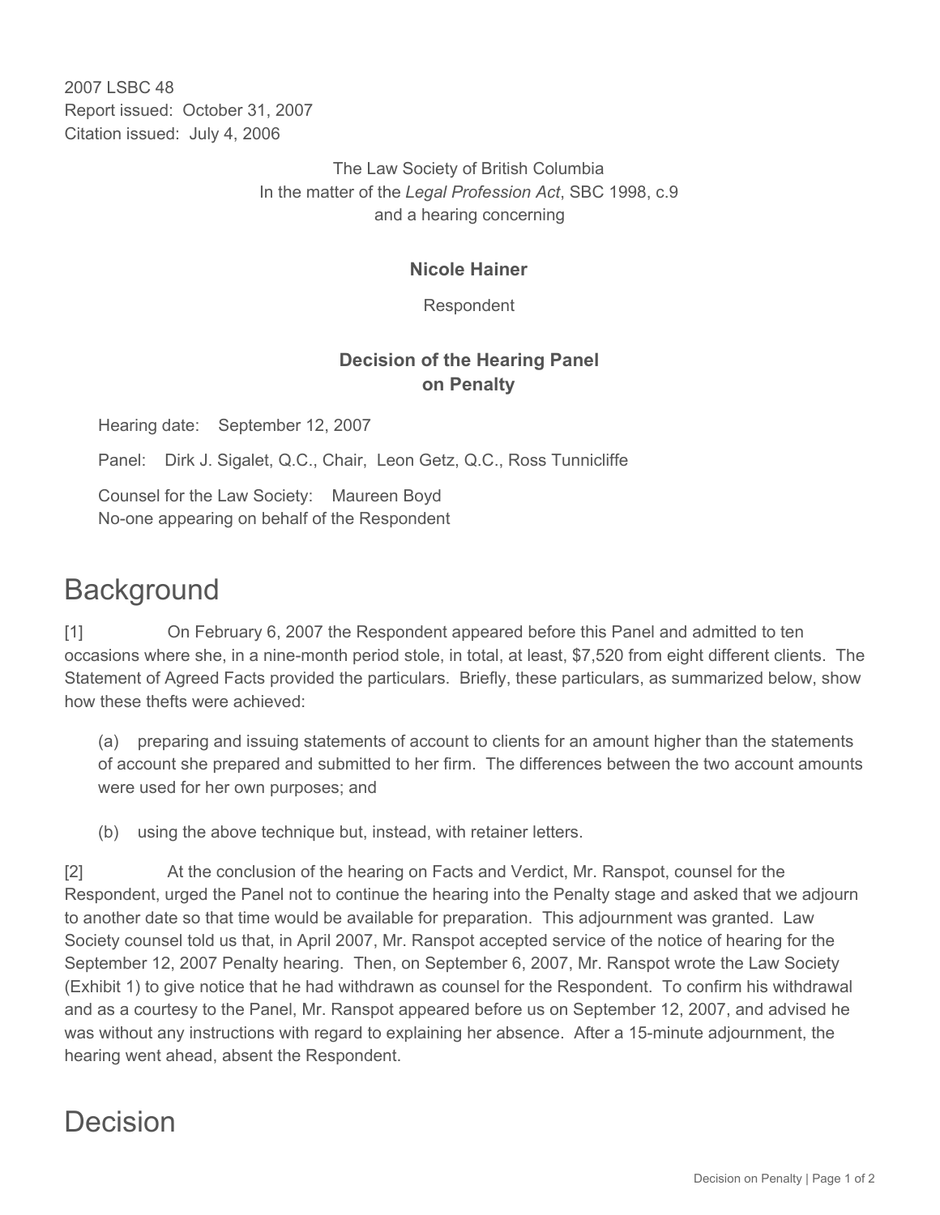2007 LSBC 48
Report issued: October 31, 2007
Citation issued: July 4, 2006

The Law Society of British Columbia
In the matter of the *Legal Profession Act*, SBC 1998, c.9
and a hearing concerning

**Nicole Hainer**

Respondent

**Decision of the Hearing Panel on Penalty**

Hearing date: September 12, 2007

Panel: Dirk J. Sigalet, Q.C., Chair, Leon Getz, Q.C., Ross Tunnicliffe

Counsel for the Law Society: Maureen Boyd
No-one appearing on behalf of the Respondent

# Background

[1] On February 6, 2007 the Respondent appeared before this Panel and admitted to ten occasions where she, in a nine-month period stole, in total, at least, $7,520 from eight different clients. The Statement of Agreed Facts provided the particulars. Briefly, these particulars, as summarized below, show how these thefts were achieved:

(a) preparing and issuing statements of account to clients for an amount higher than the statements of account she prepared and submitted to her firm. The differences between the two account amounts were used for her own purposes; and

(b) using the above technique but, instead, with retainer letters.

[2] At the conclusion of the hearing on Facts and Verdict, Mr. Ranspot, counsel for the Respondent, urged the Panel not to continue the hearing into the Penalty stage and asked that we adjourn to another date so that time would be available for preparation. This adjournment was granted. Law Society counsel told us that, in April 2007, Mr. Ranspot accepted service of the notice of hearing for the September 12, 2007 Penalty hearing. Then, on September 6, 2007, Mr. Ranspot wrote the Law Society (Exhibit 1) to give notice that he had withdrawn as counsel for the Respondent. To confirm his withdrawal and as a courtesy to the Panel, Mr. Ranspot appeared before us on September 12, 2007, and advised he was without any instructions with regard to explaining her absence. After a 15-minute adjournment, the hearing went ahead, absent the Respondent.

# Decision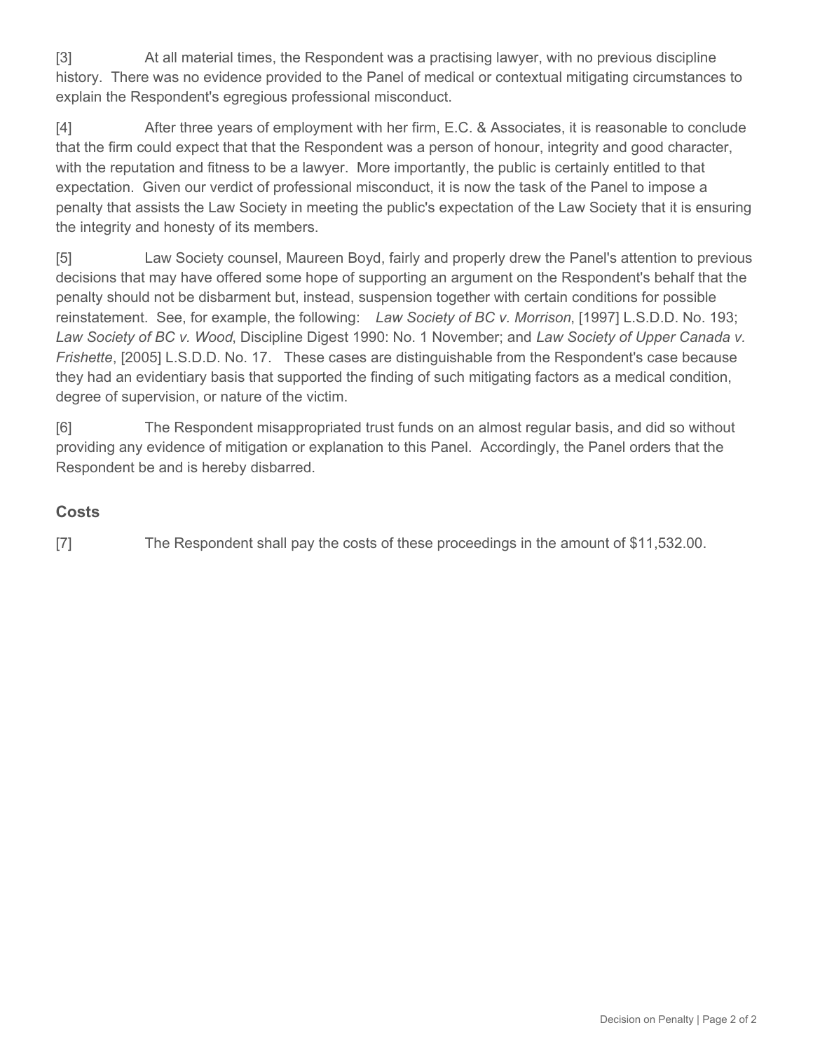[3] At all material times, the Respondent was a practising lawyer, with no previous discipline history. There was no evidence provided to the Panel of medical or contextual mitigating circumstances to explain the Respondent's egregious professional misconduct.

[4] After three years of employment with her firm, E.C. & Associates, it is reasonable to conclude that the firm could expect that that the Respondent was a person of honour, integrity and good character, with the reputation and fitness to be a lawyer. More importantly, the public is certainly entitled to that expectation. Given our verdict of professional misconduct, it is now the task of the Panel to impose a penalty that assists the Law Society in meeting the public's expectation of the Law Society that it is ensuring the integrity and honesty of its members.

[5] Law Society counsel, Maureen Boyd, fairly and properly drew the Panel's attention to previous decisions that may have offered some hope of supporting an argument on the Respondent's behalf that the penalty should not be disbarment but, instead, suspension together with certain conditions for possible reinstatement. See, for example, the following: *Law Society of BC v. Morrison*, [1997] L.S.D.D. No. 193; *Law Society of BC v. Wood*, Discipline Digest 1990: No. 1 November; and *Law Society of Upper Canada v. Frishette*, [2005] L.S.D.D. No. 17. These cases are distinguishable from the Respondent's case because they had an evidentiary basis that supported the finding of such mitigating factors as a medical condition, degree of supervision, or nature of the victim.

[6] The Respondent misappropriated trust funds on an almost regular basis, and did so without providing any evidence of mitigation or explanation to this Panel. Accordingly, the Panel orders that the Respondent be and is hereby disbarred.

## Costs

[7] The Respondent shall pay the costs of these proceedings in the amount of $11,532.00.